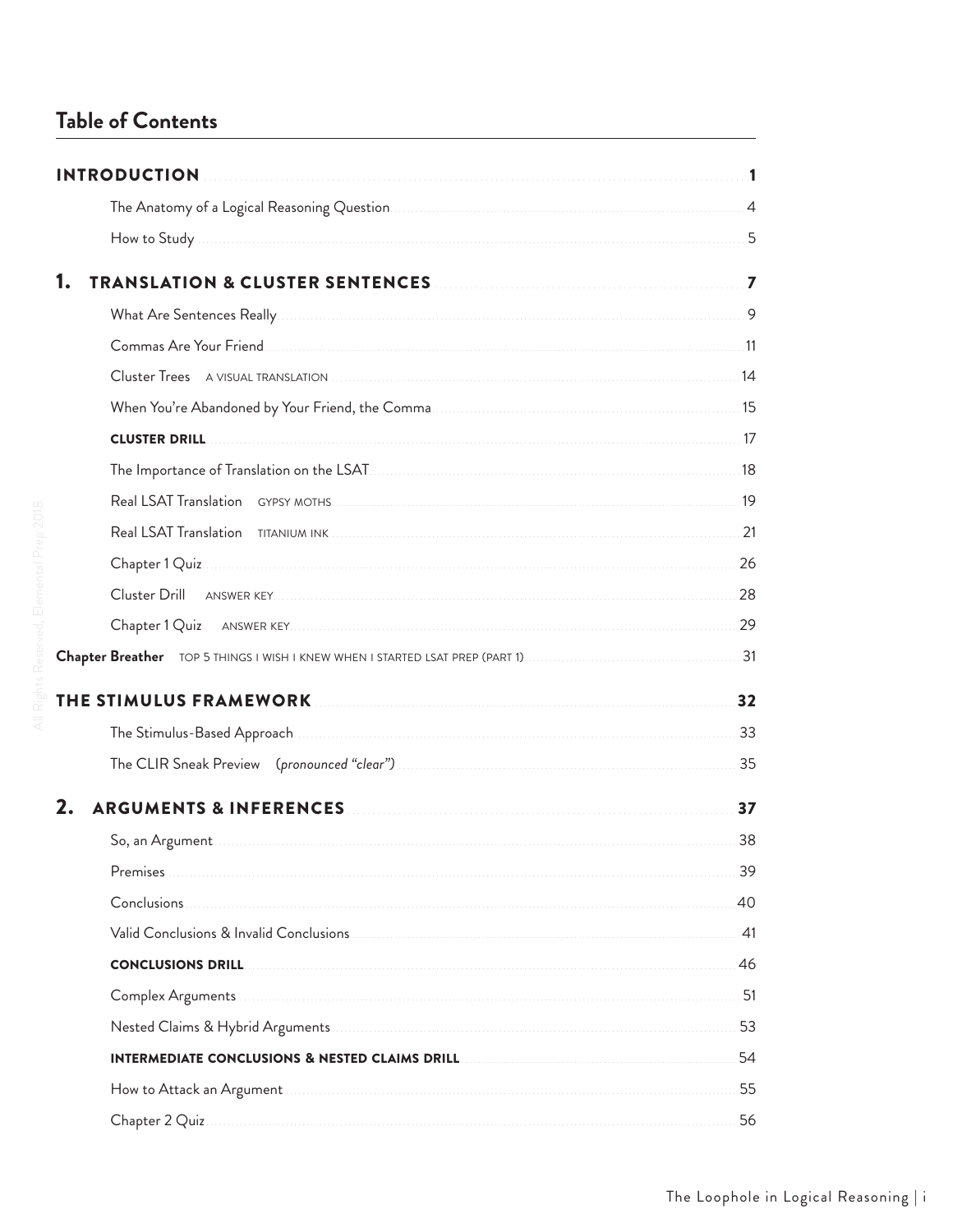# Table of Contents

| | |
|---|---|
| **INTRODUCTION** | **1** |
| The Anatomy of a Logical Reasoning Question | 4 |
| How to Study | 5 |
| **1. TRANSLATION & CLUSTER SENTENCES** | **7** |
| What Are Sentences Really | 9 |
| Commas Are Your Friend | 11 |
| Cluster Trees — A VISUAL TRANSLATION | 14 |
| When You're Abandoned by Your Friend, the Comma | 15 |
| **CLUSTER DRILL** | 17 |
| The Importance of Translation on the LSAT | 18 |
| Real LSAT Translation — GYPSY MOTHS | 19 |
| Real LSAT Translation — TITANIUM INK | 21 |
| Chapter 1 Quiz | 26 |
| Cluster Drill — ANSWER KEY | 28 |
| Chapter 1 Quiz — ANSWER KEY | 29 |
| **Chapter Breather** — TOP 5 THINGS I WISH I KNEW WHEN I STARTED LSAT PREP (PART 1) | 31 |
| **THE STIMULUS FRAMEWORK** | **32** |
| The Stimulus-Based Approach | 33 |
| The CLIR Sneak Preview *(pronounced "clear")* | 35 |
| **2. ARGUMENTS & INFERENCES** | **37** |
| So, an Argument | 38 |
| Premises | 39 |
| Conclusions | 40 |
| Valid Conclusions & Invalid Conclusions | 41 |
| **CONCLUSIONS DRILL** | 46 |
| Complex Arguments | 51 |
| Nested Claims & Hybrid Arguments | 53 |
| **INTERMEDIATE CONCLUSIONS & NESTED CLAIMS DRILL** | 54 |
| How to Attack an Argument | 55 |
| Chapter 2 Quiz | 56 |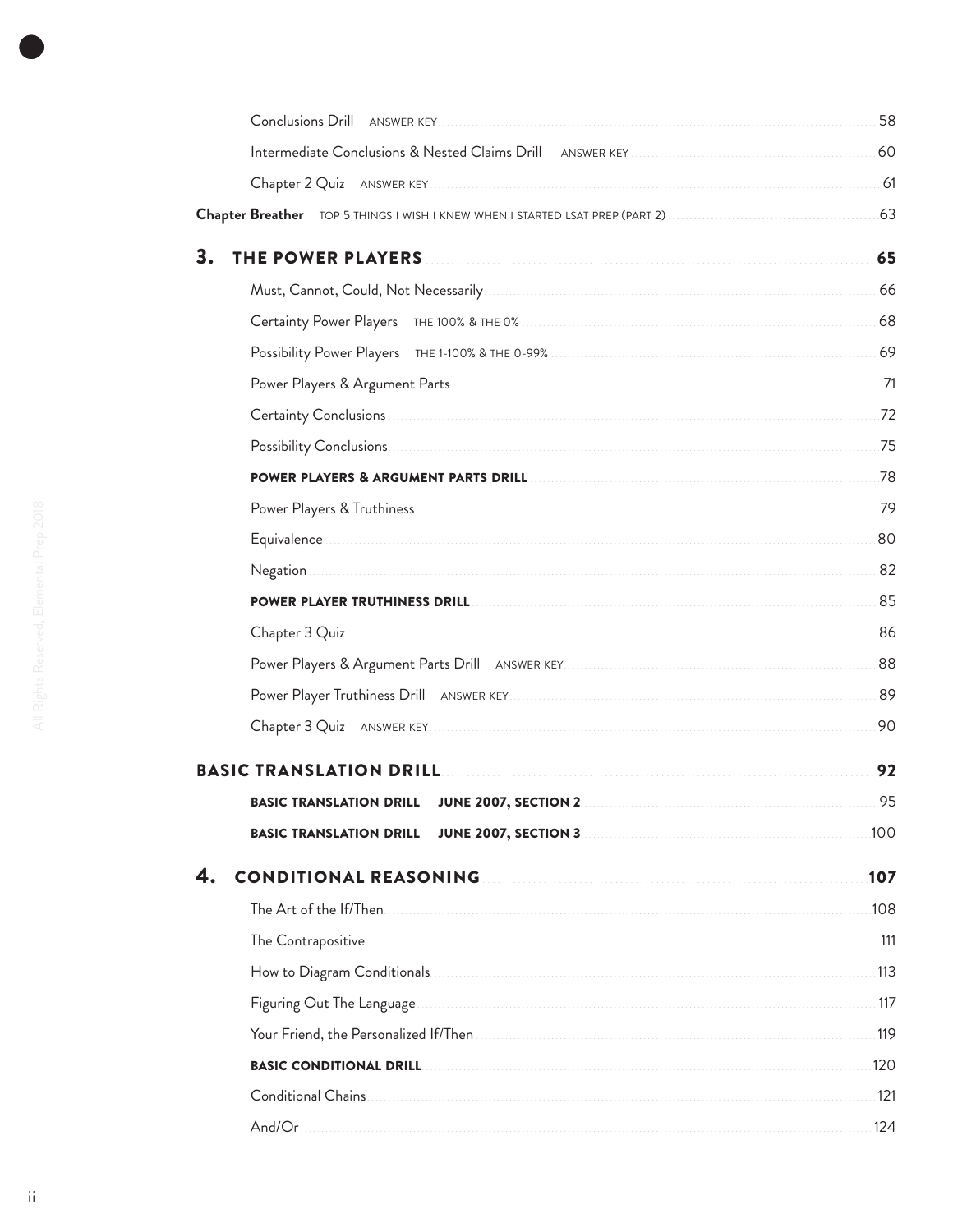Conclusions Drill ANSWER KEY ..... 58

Intermediate Conclusions & Nested Claims Drill ANSWER KEY ..... 60

Chapter 2 Quiz ANSWER KEY ..... 61

**Chapter Breather** TOP 5 THINGS I WISH I KNEW WHEN I STARTED LSAT PREP (PART 2) ..... 63

## 3. THE POWER PLAYERS ..... 65

Must, Cannot, Could, Not Necessarily ..... 66

Certainty Power Players THE 100% & THE 0% ..... 68

Possibility Power Players THE 1-100% & THE 0-99% ..... 69

Power Players & Argument Parts ..... 71

Certainty Conclusions ..... 72

Possibility Conclusions ..... 75

**POWER PLAYERS & ARGUMENT PARTS DRILL** ..... 78

Power Players & Truthiness ..... 79

Equivalence ..... 80

Negation ..... 82

**POWER PLAYER TRUTHINESS DRILL** ..... 85

Chapter 3 Quiz ..... 86

Power Players & Argument Parts Drill ANSWER KEY ..... 88

Power Player Truthiness Drill ANSWER KEY ..... 89

Chapter 3 Quiz ANSWER KEY ..... 90

## BASIC TRANSLATION DRILL ..... 92

**BASIC TRANSLATION DRILL JUNE 2007, SECTION 2** ..... 95

**BASIC TRANSLATION DRILL JUNE 2007, SECTION 3** ..... 100

## 4. CONDITIONAL REASONING ..... 107

The Art of the If/Then ..... 108

The Contrapositive ..... 111

How to Diagram Conditionals ..... 113

Figuring Out The Language ..... 117

Your Friend, the Personalized If/Then ..... 119

**BASIC CONDITIONAL DRILL** ..... 120

Conditional Chains ..... 121

And/Or ..... 124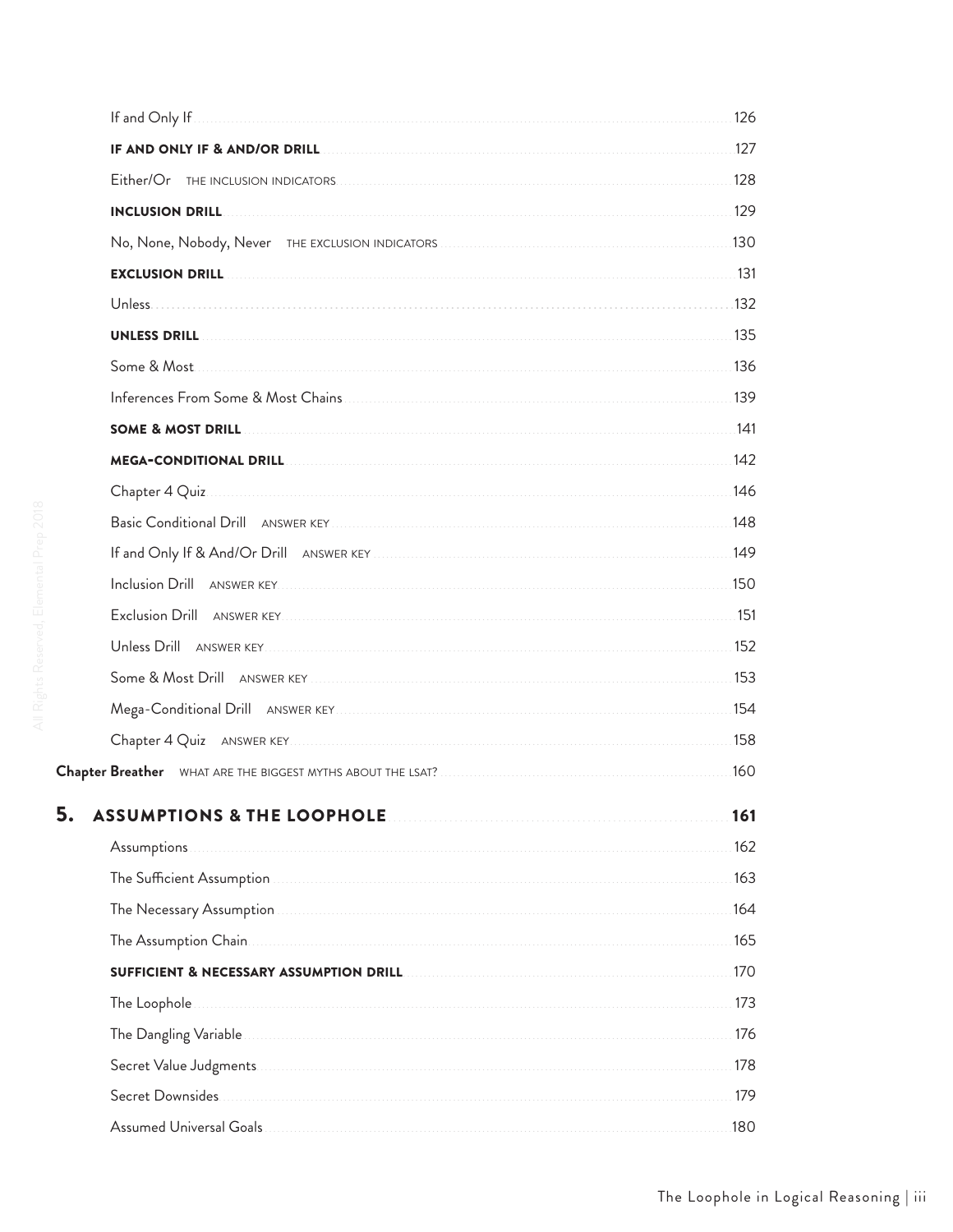- If and Only If ... 126
- **IF AND ONLY IF & AND/OR DRILL** ... 127
- Either/Or THE INCLUSION INDICATORS ... 128
- **INCLUSION DRILL** ... 129
- No, None, Nobody, Never THE EXCLUSION INDICATORS ... 130
- **EXCLUSION DRILL** ... 131
- Unless ... 132
- **UNLESS DRILL** ... 135
- Some & Most ... 136
- Inferences From Some & Most Chains ... 139
- **SOME & MOST DRILL** ... 141
- **MEGA-CONDITIONAL DRILL** ... 142
- Chapter 4 Quiz ... 146
- Basic Conditional Drill ANSWER KEY ... 148
- If and Only If & And/Or Drill ANSWER KEY ... 149
- Inclusion Drill ANSWER KEY ... 150
- Exclusion Drill ANSWER KEY ... 151
- Unless Drill ANSWER KEY ... 152
- Some & Most Drill ANSWER KEY ... 153
- Mega-Conditional Drill ANSWER KEY ... 154
- Chapter 4 Quiz ANSWER KEY ... 158

**Chapter Breather** WHAT ARE THE BIGGEST MYTHS ABOUT THE LSAT? ... 160

## 5. ASSUMPTIONS & THE LOOPHOLE ... 161

- Assumptions ... 162
- The Sufficient Assumption ... 163
- The Necessary Assumption ... 164
- The Assumption Chain ... 165
- **SUFFICIENT & NECESSARY ASSUMPTION DRILL** ... 170
- The Loophole ... 173
- The Dangling Variable ... 176
- Secret Value Judgments ... 178
- Secret Downsides ... 179
- Assumed Universal Goals ... 180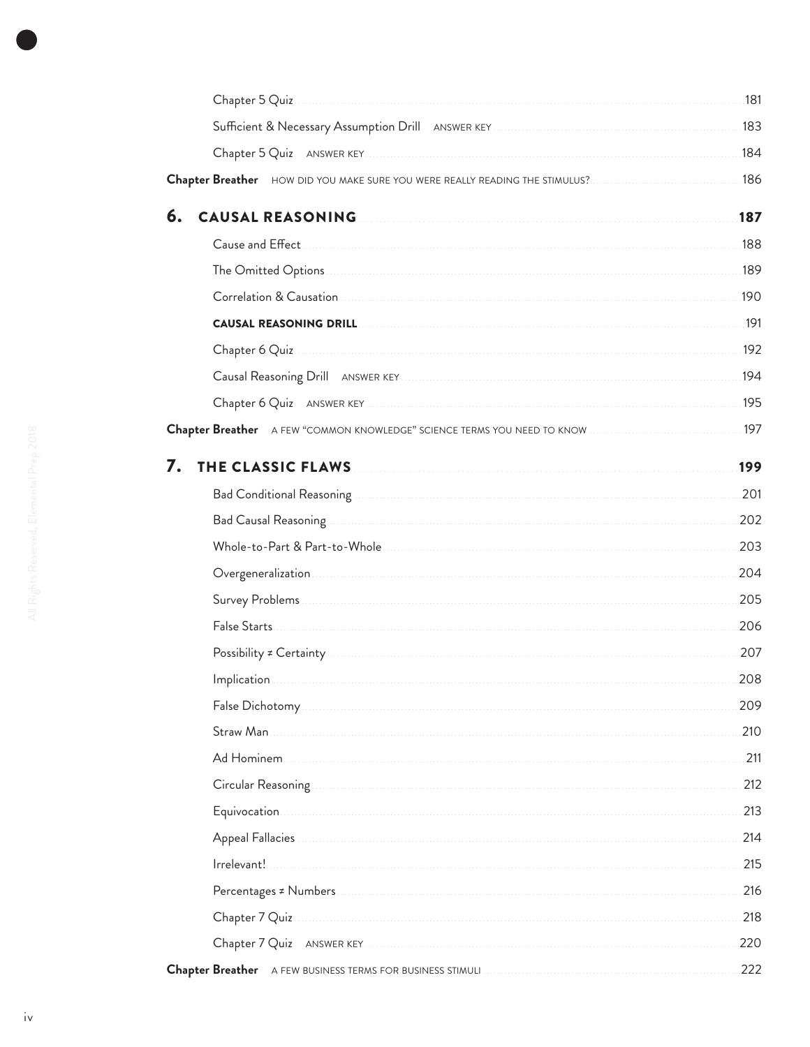Chapter 5 Quiz ... 181

Sufficient & Necessary Assumption Drill ANSWER KEY ... 183

Chapter 5 Quiz ANSWER KEY ... 184

**Chapter Breather** HOW DID YOU MAKE SURE YOU WERE REALLY READING THE STIMULUS? ... 186

## 6. CAUSAL REASONING ... 187

Cause and Effect ... 188

The Omitted Options ... 189

Correlation & Causation ... 190

**CAUSAL REASONING DRILL** ... 191

Chapter 6 Quiz ... 192

Causal Reasoning Drill ANSWER KEY ... 194

Chapter 6 Quiz ANSWER KEY ... 195

**Chapter Breather** A FEW "COMMON KNOWLEDGE" SCIENCE TERMS YOU NEED TO KNOW ... 197

## 7. THE CLASSIC FLAWS ... 199

Bad Conditional Reasoning ... 201

Bad Causal Reasoning ... 202

Whole-to-Part & Part-to-Whole ... 203

Overgeneralization ... 204

Survey Problems ... 205

False Starts ... 206

Possibility ≠ Certainty ... 207

Implication ... 208

False Dichotomy ... 209

Straw Man ... 210

Ad Hominem ... 211

Circular Reasoning ... 212

Equivocation ... 213

Appeal Fallacies ... 214

Irrelevant! ... 215

Percentages ≠ Numbers ... 216

Chapter 7 Quiz ... 218

Chapter 7 Quiz ANSWER KEY ... 220

**Chapter Breather** A FEW BUSINESS TERMS FOR BUSINESS STIMULI ... 222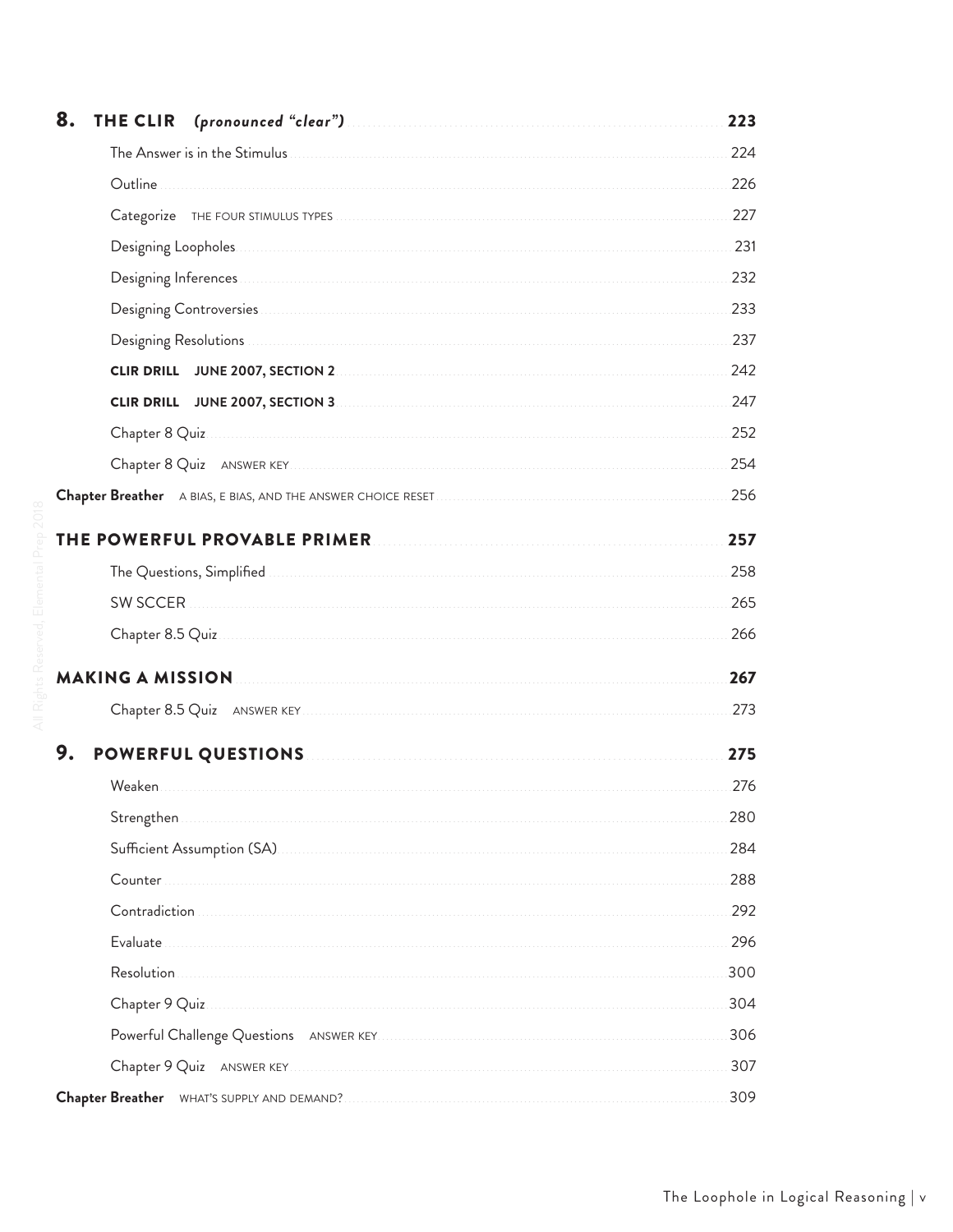## 8. THE CLIR *(pronounced "clear")* 223

- The Answer is in the Stimulus 224
- Outline 226
- Categorize THE FOUR STIMULUS TYPES 227
- Designing Loopholes 231
- Designing Inferences 232
- Designing Controversies 233
- Designing Resolutions 237
- **CLIR DRILL JUNE 2007, SECTION 2** 242
- **CLIR DRILL JUNE 2007, SECTION 3** 247
- Chapter 8 Quiz 252
- Chapter 8 Quiz ANSWER KEY 254

**Chapter Breather** A BIAS, E BIAS, AND THE ANSWER CHOICE RESET 256

## THE POWERFUL PROVABLE PRIMER 257

- The Questions, Simplified 258
- SW SCCER 265
- Chapter 8.5 Quiz 266

## MAKING A MISSION 267

- Chapter 8.5 Quiz ANSWER KEY 273

## 9. POWERFUL QUESTIONS 275

- Weaken 276
- Strengthen 280
- Sufficient Assumption (SA) 284
- Counter 288
- Contradiction 292
- Evaluate 296
- Resolution 300
- Chapter 9 Quiz 304
- Powerful Challenge Questions ANSWER KEY 306
- Chapter 9 Quiz ANSWER KEY 307

**Chapter Breather** WHAT'S SUPPLY AND DEMAND? 309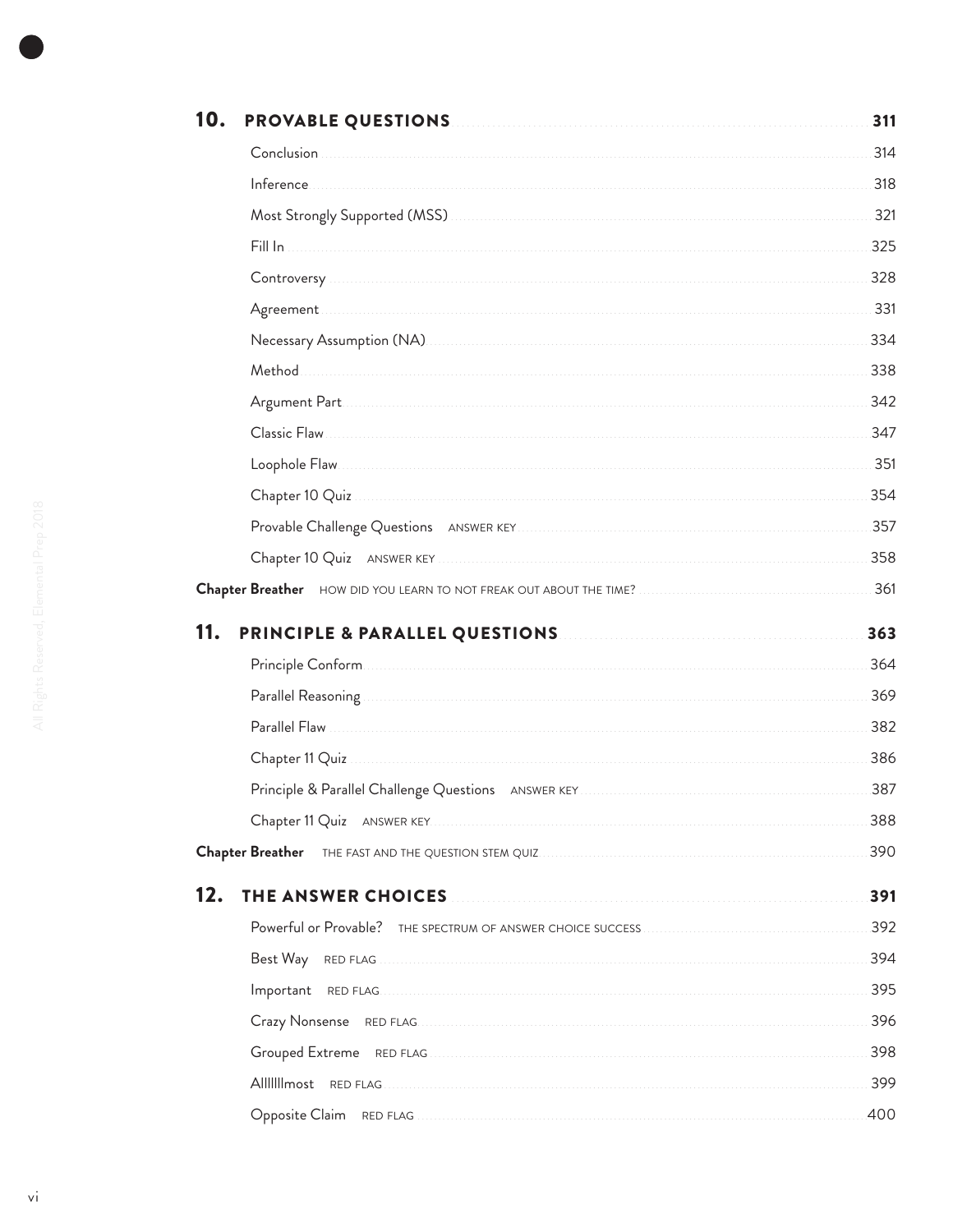## 10. PROVABLE QUESTIONS ... 311

- Conclusion ... 314
- Inference ... 318
- Most Strongly Supported (MSS) ... 321
- Fill In ... 325
- Controversy ... 328
- Agreement ... 331
- Necessary Assumption (NA) ... 334
- Method ... 338
- Argument Part ... 342
- Classic Flaw ... 347
- Loophole Flaw ... 351
- Chapter 10 Quiz ... 354
- Provable Challenge Questions ANSWER KEY ... 357
- Chapter 10 Quiz ANSWER KEY ... 358

**Chapter Breather** HOW DID YOU LEARN TO NOT FREAK OUT ABOUT THE TIME? ... 361

## 11. PRINCIPLE & PARALLEL QUESTIONS ... 363

- Principle Conform ... 364
- Parallel Reasoning ... 369
- Parallel Flaw ... 382
- Chapter 11 Quiz ... 386
- Principle & Parallel Challenge Questions ANSWER KEY ... 387
- Chapter 11 Quiz ANSWER KEY ... 388

**Chapter Breather** THE FAST AND THE QUESTION STEM QUIZ ... 390

## 12. THE ANSWER CHOICES ... 391

- Powerful or Provable? THE SPECTRUM OF ANSWER CHOICE SUCCESS ... 392
- Best Way RED FLAG ... 394
- Important RED FLAG ... 395
- Crazy Nonsense RED FLAG ... 396
- Grouped Extreme RED FLAG ... 398
- Alllllllmost RED FLAG ... 399
- Opposite Claim RED FLAG ... 400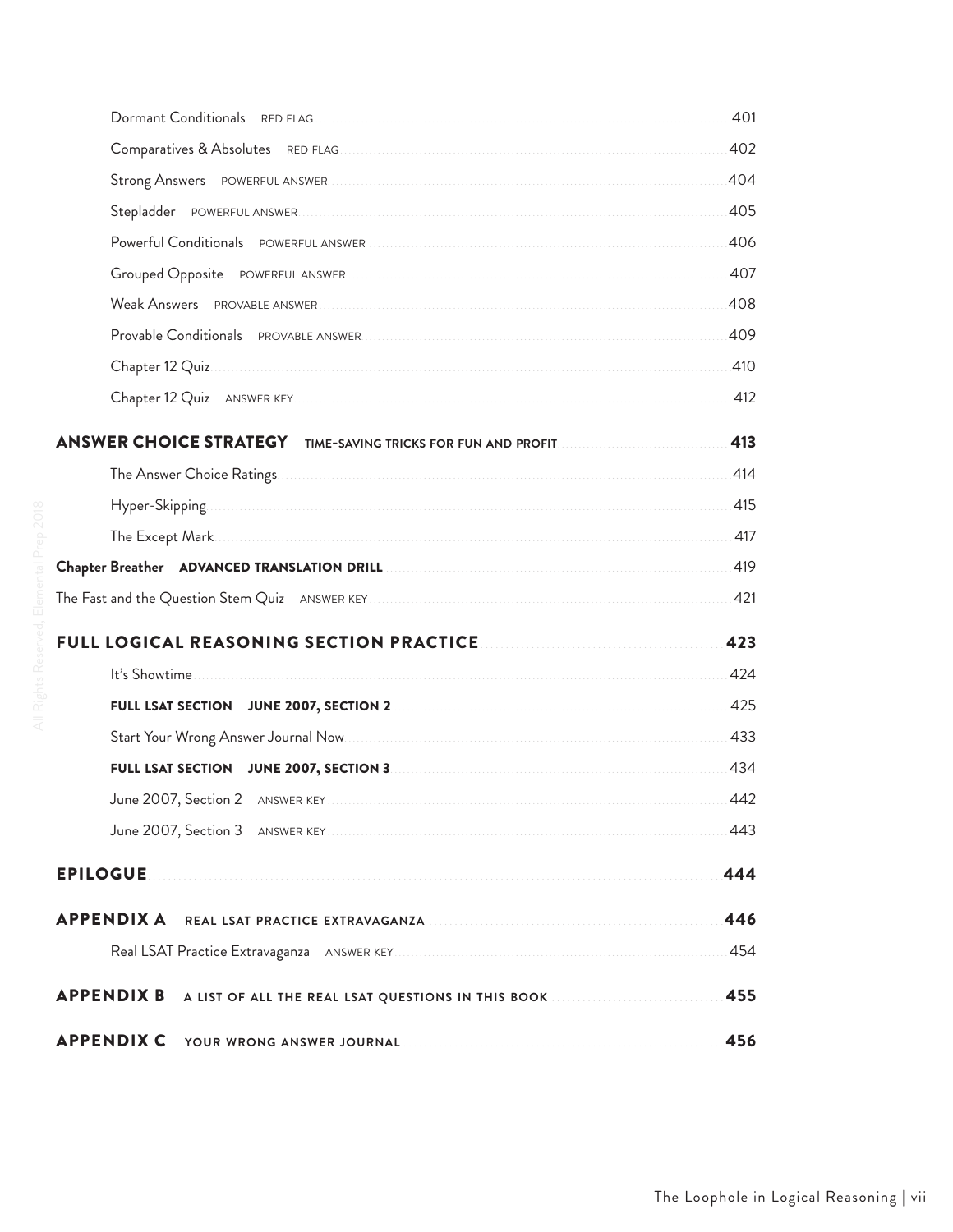Dormant Conditionals RED FLAG ..... 401

Comparatives & Absolutes RED FLAG ..... 402

Strong Answers POWERFUL ANSWER ..... 404

Stepladder POWERFUL ANSWER ..... 405

Powerful Conditionals POWERFUL ANSWER ..... 406

Grouped Opposite POWERFUL ANSWER ..... 407

Weak Answers PROVABLE ANSWER ..... 408

Provable Conditionals PROVABLE ANSWER ..... 409

Chapter 12 Quiz ..... 410

Chapter 12 Quiz ANSWER KEY ..... 412

**ANSWER CHOICE STRATEGY** TIME-SAVING TRICKS FOR FUN AND PROFIT ..... **413**

The Answer Choice Ratings ..... 414

Hyper-Skipping ..... 415

The Except Mark ..... 417

**Chapter Breather ADVANCED TRANSLATION DRILL** ..... 419

The Fast and the Question Stem Quiz ANSWER KEY ..... 421

**FULL LOGICAL REASONING SECTION PRACTICE** ..... **423**

It's Showtime ..... 424

**FULL LSAT SECTION JUNE 2007, SECTION 2** ..... 425

Start Your Wrong Answer Journal Now ..... 433

**FULL LSAT SECTION JUNE 2007, SECTION 3** ..... 434

June 2007, Section 2 ANSWER KEY ..... 442

June 2007, Section 3 ANSWER KEY ..... 443

**EPILOGUE** ..... **444**

**APPENDIX A** REAL LSAT PRACTICE EXTRAVAGANZA ..... **446**

Real LSAT Practice Extravaganza ANSWER KEY ..... 454

**APPENDIX B** A LIST OF ALL THE REAL LSAT QUESTIONS IN THIS BOOK ..... **455**

**APPENDIX C** YOUR WRONG ANSWER JOURNAL ..... **456**